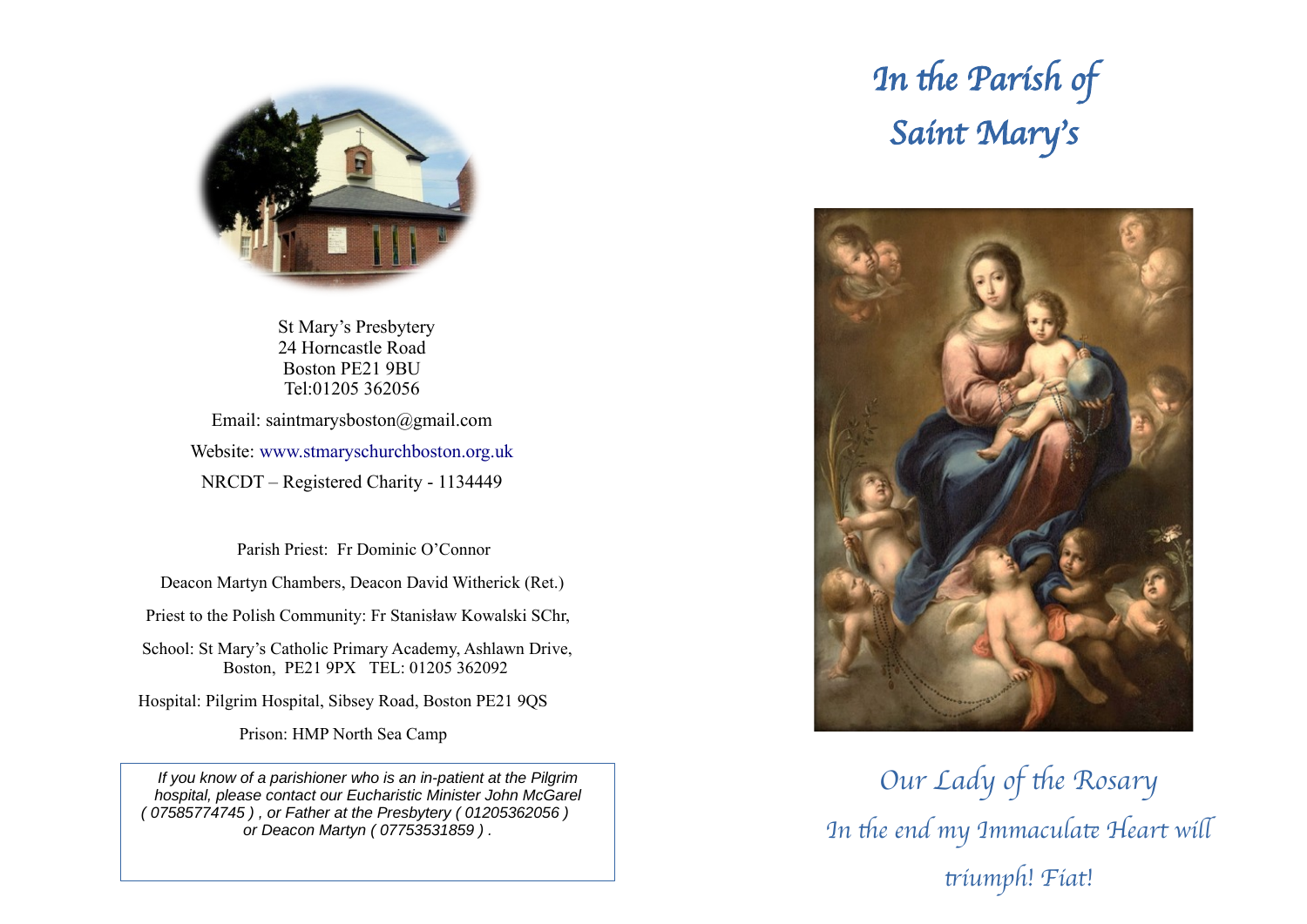St Mary's Presbytery
24 Horncastle Road
Boston PE21 9BU
Tel:01205 362056

Email: saintmarysboston@gmail.com

Website: www.stmaryschurchboston.org.uk

NRCDT – Registered Charity - 1134449

Parish Priest: Fr Dominic O'Connor

Deacon Martyn Chambers, Deacon David Witherick (Ret.)

Priest to the Polish Community: Fr Stanisław Kowalski SChr,

School: St Mary's Catholic Primary Academy, Ashlawn Drive, Boston, PE21 9PX TEL: 01205 362092

Hospital: Pilgrim Hospital, Sibsey Road, Boston PE21 9QS

Prison: HMP North Sea Camp

*If you know of a parishioner who is an in-patient at the Pilgrim hospital, please contact our Eucharistic Minister John McGarel ( 07585774745 ) , or Father at the Presbytery ( 01205362056 ) or Deacon Martyn ( 07753531859 ) .*

# *In the Parish of Saint Mary's*

*Our Lady of the Rosary*

*In the end my Immaculate Heart will triumph! Fiat!*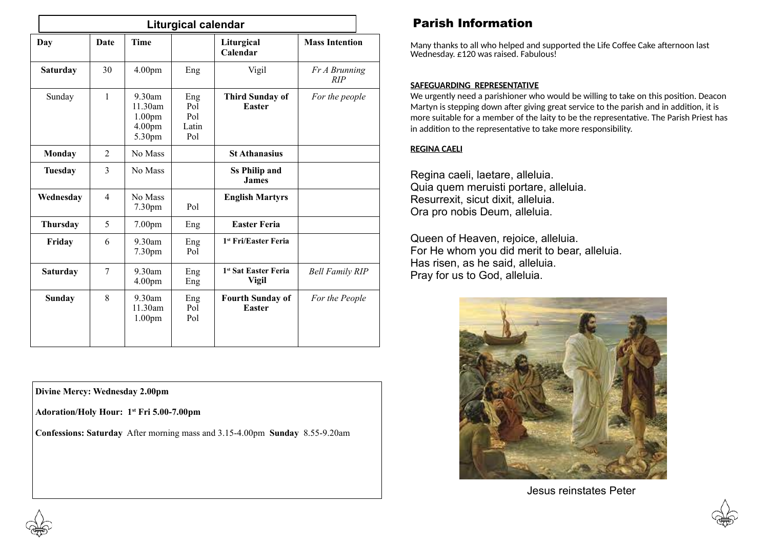## Liturgical calendar

| Day | Date | Time | | Liturgical Calendar | Mass Intention |
|---|---|---|---|---|---|
| **Saturday** | 30 | 4.00pm | Eng | Vigil | *Fr A Brunning RIP* |
| Sunday | 1 | 9.30am<br>11.30am<br>1.00pm<br>4.00pm<br>5.30pm | Eng<br>Pol<br>Pol<br>Latin<br>Pol | **Third Sunday of Easter** | *For the people* |
| **Monday** | 2 | No Mass | | **St Athanasius** | |
| **Tuesday** | 3 | No Mass | | **Ss Philip and James** | |
| **Wednesday** | 4 | No Mass<br>7.30pm | Pol | **English Martyrs** | |
| **Thursday** | 5 | 7.00pm | Eng | **Easter Feria** | |
| **Friday** | 6 | 9.30am<br>7.30pm | Eng<br>Pol | **1st Fri/Easter Feria** | |
| **Saturday** | 7 | 9.30am<br>4.00pm | Eng<br>Eng | **1st Sat Easter Feria Vigil** | *Bell Family RIP* |
| **Sunday** | 8 | 9.30am<br>11.30am<br>1.00pm | Eng<br>Pol<br>Pol | **Fourth Sunday of Easter** | *For the People* |

**Divine Mercy: Wednesday 2.00pm**

**Adoration/Holy Hour: 1st Fri 5.00-7.00pm**

**Confessions: Saturday** After morning mass and 3.15-4.00pm **Sunday** 8.55-9.20am

## Parish Information

Many thanks to all who helped and supported the Life Coffee Cake afternoon last Wednesday. £120 was raised. Fabulous!

**SAFEGUARDING REPRESENTATIVE**

We urgently need a parishioner who would be willing to take on this position. Deacon Martyn is stepping down after giving great service to the parish and in addition, it is more suitable for a member of the laity to be the representative. The Parish Priest has in addition to the representative to take more responsibility.

**REGINA CAELI**

Regina caeli, laetare, alleluia.
Quia quem meruisti portare, alleluia.
Resurrexit, sicut dixit, alleluia.
Ora pro nobis Deum, alleluia.

Queen of Heaven, rejoice, alleluia.
For He whom you did merit to bear, alleluia.
Has risen, as he said, alleluia.
Pray for us to God, alleluia.

Jesus reinstates Peter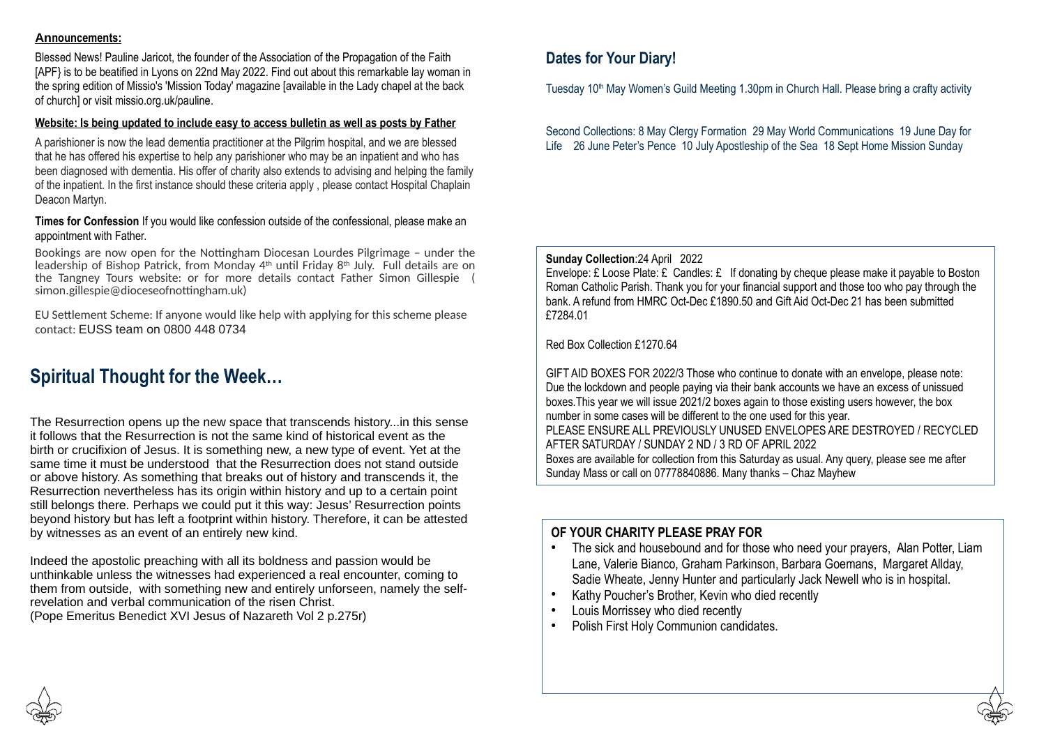**Announcements:**

Blessed News! Pauline Jaricot, the founder of the Association of the Propagation of the Faith [APF} is to be beatified in Lyons on 22nd May 2022. Find out about this remarkable lay woman in the spring edition of Missio's 'Mission Today' magazine [available in the Lady chapel at the back of church] or visit missio.org.uk/pauline.

**Website: Is being updated to include easy to access bulletin as well as posts by Father**

A parishioner is now the lead dementia practitioner at the Pilgrim hospital, and we are blessed that he has offered his expertise to help any parishioner who may be an inpatient and who has been diagnosed with dementia. His offer of charity also extends to advising and helping the family of the inpatient. In the first instance should these criteria apply , please contact Hospital Chaplain Deacon Martyn.

**Times for Confession** If you would like confession outside of the confessional, please make an appointment with Father.

Bookings are now open for the Nottingham Diocesan Lourdes Pilgrimage – under the leadership of Bishop Patrick, from Monday 4th until Friday 8th July. Full details are on the Tangney Tours website: or for more details contact Father Simon Gillespie ( simon.gillespie@dioceseofnottingham.uk)

EU Settlement Scheme: If anyone would like help with applying for this scheme please contact: EUSS team on 0800 448 0734

## Spiritual Thought for the Week…

The Resurrection opens up the new space that transcends history...in this sense it follows that the Resurrection is not the same kind of historical event as the birth or crucifixion of Jesus. It is something new, a new type of event. Yet at the same time it must be understood that the Resurrection does not stand outside or above history. As something that breaks out of history and transcends it, the Resurrection nevertheless has its origin within history and up to a certain point still belongs there. Perhaps we could put it this way: Jesus' Resurrection points beyond history but has left a footprint within history. Therefore, it can be attested by witnesses as an event of an entirely new kind.

Indeed the apostolic preaching with all its boldness and passion would be unthinkable unless the witnesses had experienced a real encounter, coming to them from outside, with something new and entirely unforseen, namely the self-revelation and verbal communication of the risen Christ.
(Pope Emeritus Benedict XVI Jesus of Nazareth Vol 2 p.275r)

## Dates for Your Diary!

Tuesday 10th May Women's Guild Meeting 1.30pm in Church Hall. Please bring a crafty activity

Second Collections: 8 May Clergy Formation 29 May World Communications 19 June Day for Life 26 June Peter's Pence 10 July Apostleship of the Sea 18 Sept Home Mission Sunday

**Sunday Collection**:24 April 2022
Envelope: £ Loose Plate: £ Candles: £ If donating by cheque please make it payable to Boston Roman Catholic Parish. Thank you for your financial support and those too who pay through the bank. A refund from HMRC Oct-Dec £1890.50 and Gift Aid Oct-Dec 21 has been submitted £7284.01

Red Box Collection £1270.64

GIFT AID BOXES FOR 2022/3 Those who continue to donate with an envelope, please note: Due the lockdown and people paying via their bank accounts we have an excess of unissued boxes.This year we will issue 2021/2 boxes again to those existing users however, the box number in some cases will be different to the one used for this year.
PLEASE ENSURE ALL PREVIOUSLY UNUSED ENVELOPES ARE DESTROYED / RECYCLED AFTER SATURDAY / SUNDAY 2 ND / 3 RD OF APRIL 2022
Boxes are available for collection from this Saturday as usual. Any query, please see me after Sunday Mass or call on 07778840886. Many thanks – Chaz Mayhew

**OF YOUR CHARITY PLEASE PRAY FOR**

- The sick and housebound and for those who need your prayers, Alan Potter, Liam Lane, Valerie Bianco, Graham Parkinson, Barbara Goemans, Margaret Allday, Sadie Wheate, Jenny Hunter and particularly Jack Newell who is in hospital.
- Kathy Poucher's Brother, Kevin who died recently
- Louis Morrissey who died recently
- Polish First Holy Communion candidates.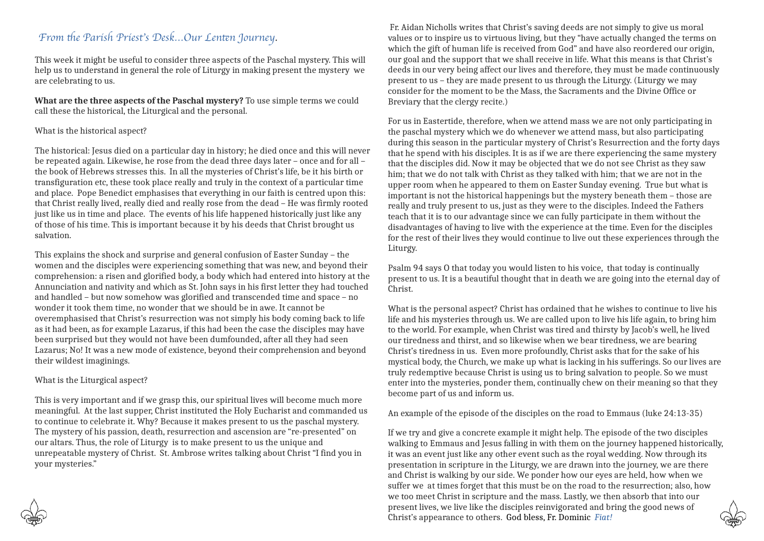## *From the Parish Priest's Desk…Our Lenten Journey.*

This week it might be useful to consider three aspects of the Paschal mystery. This will help us to understand in general the role of Liturgy in making present the mystery we are celebrating to us.

**What are the three aspects of the Paschal mystery?** To use simple terms we could call these the historical, the Liturgical and the personal.

What is the historical aspect?

The historical: Jesus died on a particular day in history; he died once and this will never be repeated again. Likewise, he rose from the dead three days later – once and for all – the book of Hebrews stresses this. In all the mysteries of Christ's life, be it his birth or transfiguration etc, these took place really and truly in the context of a particular time and place. Pope Benedict emphasises that everything in our faith is centred upon this: that Christ really lived, really died and really rose from the dead – He was firmly rooted just like us in time and place. The events of his life happened historically just like any of those of his time. This is important because it by his deeds that Christ brought us salvation.

This explains the shock and surprise and general confusion of Easter Sunday – the women and the disciples were experiencing something that was new, and beyond their comprehension: a risen and glorified body, a body which had entered into history at the Annunciation and nativity and which as St. John says in his first letter they had touched and handled – but now somehow was glorified and transcended time and space – no wonder it took them time, no wonder that we should be in awe. It cannot be overemphasised that Christ's resurrection was not simply his body coming back to life as it had been, as for example Lazarus, if this had been the case the disciples may have been surprised but they would not have been dumfounded, after all they had seen Lazarus; No! It was a new mode of existence, beyond their comprehension and beyond their wildest imaginings.

What is the Liturgical aspect?

This is very important and if we grasp this, our spiritual lives will become much more meaningful. At the last supper, Christ instituted the Holy Eucharist and commanded us to continue to celebrate it. Why? Because it makes present to us the paschal mystery. The mystery of his passion, death, resurrection and ascension are "re-presented" on our altars. Thus, the role of Liturgy is to make present to us the unique and unrepeatable mystery of Christ. St. Ambrose writes talking about Christ "I find you in your mysteries."

Fr. Aidan Nicholls writes that Christ's saving deeds are not simply to give us moral values or to inspire us to virtuous living, but they "have actually changed the terms on which the gift of human life is received from God" and have also reordered our origin, our goal and the support that we shall receive in life. What this means is that Christ's deeds in our very being affect our lives and therefore, they must be made continuously present to us – they are made present to us through the Liturgy. (Liturgy we may consider for the moment to be the Mass, the Sacraments and the Divine Office or Breviary that the clergy recite.)

For us in Eastertide, therefore, when we attend mass we are not only participating in the paschal mystery which we do whenever we attend mass, but also participating during this season in the particular mystery of Christ's Resurrection and the forty days that he spend with his disciples. It is as if we are there experiencing the same mystery that the disciples did. Now it may be objected that we do not see Christ as they saw him; that we do not talk with Christ as they talked with him; that we are not in the upper room when he appeared to them on Easter Sunday evening. True but what is important is not the historical happenings but the mystery beneath them – those are really and truly present to us, just as they were to the disciples. Indeed the Fathers teach that it is to our advantage since we can fully participate in them without the disadvantages of having to live with the experience at the time. Even for the disciples for the rest of their lives they would continue to live out these experiences through the Liturgy.

Psalm 94 says O that today you would listen to his voice, that today is continually present to us. It is a beautiful thought that in death we are going into the eternal day of Christ.

What is the personal aspect? Christ has ordained that he wishes to continue to live his life and his mysteries through us. We are called upon to live his life again, to bring him to the world. For example, when Christ was tired and thirsty by Jacob's well, he lived our tiredness and thirst, and so likewise when we bear tiredness, we are bearing Christ's tiredness in us. Even more profoundly, Christ asks that for the sake of his mystical body, the Church, we make up what is lacking in his sufferings. So our lives are truly redemptive because Christ is using us to bring salvation to people. So we must enter into the mysteries, ponder them, continually chew on their meaning so that they become part of us and inform us.

An example of the episode of the disciples on the road to Emmaus (luke 24:13-35)

If we try and give a concrete example it might help. The episode of the two disciples walking to Emmaus and Jesus falling in with them on the journey happened historically, it was an event just like any other event such as the royal wedding. Now through its presentation in scripture in the Liturgy, we are drawn into the journey, we are there and Christ is walking by our side. We ponder how our eyes are held, how when we suffer we at times forget that this must be on the road to the resurrection; also, how we too meet Christ in scripture and the mass. Lastly, we then absorb that into our present lives, we live like the disciples reinvigorated and bring the good news of Christ's appearance to others. God bless, Fr. Dominic *Fiat!*